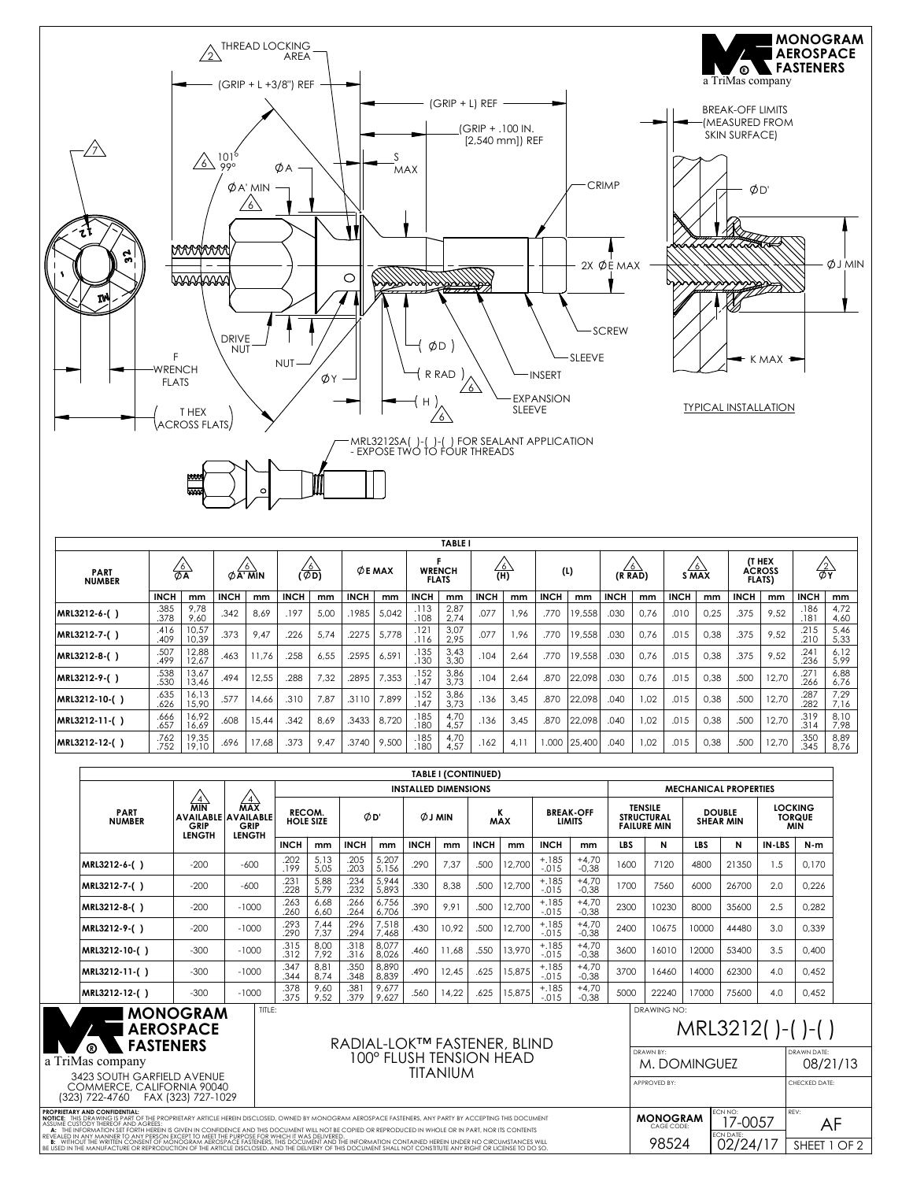**MONOGRAM AEROSPACE FASTENERS**
a TriMas company

THREAD LOCKING AREA (2)

(GRIP + L +3/8") REF

(GRIP + L) REF

(GRIP + .100 IN. [2,540 mm]) REF

101° / 99° (6)

ØA

ØA' MIN (6)

S MAX

CRIMP

2X ØE MAX

SCREW

SLEEVE

INSERT

EXPANSION SLEEVE

DRIVE NUT

NUT

ØY

(ØD)

(R RAD) (6)

(H) (6)

F WRENCH FLATS

(T HEX ACROSS FLATS)

(7)

MRL3212SA( )-( )-( ) FOR SEALANT APPLICATION - EXPOSE TWO TO FOUR THREADS

BREAK-OFF LIMITS (MEASURED FROM SKIN SURFACE)

ØD'

ØJ MIN

K MAX

TYPICAL INSTALLATION

**TABLE I**

| PART NUMBER | ØA (6) INCH | ØA (6) mm | ØA' MIN (6) INCH | ØA' MIN (6) mm | (ØD) (6) INCH | (ØD) (6) mm | ØE MAX INCH | ØE MAX mm | F WRENCH FLATS INCH | F WRENCH FLATS mm | (H) (6) INCH | (H) (6) mm | (L) INCH | (L) mm | (R RAD) (6) INCH | (R RAD) (6) mm | S MAX (6) INCH | S MAX (6) mm | (T HEX ACROSS FLATS) INCH | (T HEX ACROSS FLATS) mm | ØY (2) INCH | ØY (2) mm |
|---|---|---|---|---|---|---|---|---|---|---|---|---|---|---|---|---|---|---|---|---|---|---|
| MRL3212-6-( ) | .385 .378 | 9,78 9,60 | .342 | 8,69 | .197 | 5,00 | .1985 | 5,042 | .113 .108 | 2,87 2,74 | .077 | 1,96 | .770 | 19,558 | .030 | 0,76 | .010 | 0,25 | .375 | 9,52 | .186 .181 | 4,72 4,60 |
| MRL3212-7-( ) | .416 .409 | 10,57 10,39 | .373 | 9,47 | .226 | 5,74 | .2275 | 5,778 | .121 .116 | 3,07 2,95 | .077 | 1,96 | .770 | 19,558 | .030 | 0,76 | .015 | 0,38 | .375 | 9,52 | .215 .210 | 5,46 5,33 |
| MRL3212-8-( ) | .507 .499 | 12,88 12,67 | .463 | 11,76 | .258 | 6,55 | .2595 | 6,591 | .135 .130 | 3,43 3,30 | .104 | 2,64 | .770 | 19,558 | .030 | 0,76 | .015 | 0,38 | .375 | 9,52 | .241 .236 | 6,12 5,99 |
| MRL3212-9-( ) | .538 .530 | 13,67 13,46 | .494 | 12,55 | .288 | 7,32 | .2895 | 7,353 | .152 .147 | 3,86 3,73 | .104 | 2,64 | .870 | 22,098 | .030 | 0,76 | .015 | 0,38 | .500 | 12,70 | .271 .266 | 6,88 6,76 |
| MRL3212-10-( ) | .635 .626 | 16,13 15,90 | .577 | 14,66 | .310 | 7,87 | .3110 | 7,899 | .152 .147 | 3,86 3,73 | .136 | 3,45 | .870 | 22,098 | .040 | 1,02 | .015 | 0,38 | .500 | 12,70 | .287 .282 | 7,29 7,16 |
| MRL3212-11-( ) | .666 .657 | 16,92 16,69 | .608 | 15,44 | .342 | 8,69 | .3433 | 8,720 | .185 .180 | 4,70 4,57 | .136 | 3,45 | .870 | 22,098 | .040 | 1,02 | .015 | 0,38 | .500 | 12,70 | .319 .314 | 8,10 7,98 |
| MRL3212-12-( ) | .762 .752 | 19,35 19,10 | .696 | 17,68 | .373 | 9,47 | .3740 | 9,500 | .185 .180 | 4,70 4,57 | .162 | 4,11 | 1.000 | 25,400 | .040 | 1,02 | .015 | 0,38 | .500 | 12,70 | .350 .345 | 8,89 8,76 |

**TABLE I (CONTINUED)**

| PART NUMBER | MIN AVAILABLE GRIP LENGTH (4) | MAX AVAILABLE GRIP LENGTH (4) | INSTALLED DIMENSIONS: RECOM. HOLE SIZE INCH | RECOM. HOLE SIZE mm | ØD' INCH | ØD' mm | ØJ MIN INCH | ØJ MIN mm | K MAX INCH | K MAX mm | BREAK-OFF LIMITS INCH | BREAK-OFF LIMITS mm | MECHANICAL PROPERTIES: TENSILE STRUCTURAL FAILURE MIN LBS | TENSILE N | DOUBLE SHEAR MIN LBS | DOUBLE SHEAR N | LOCKING TORQUE MIN IN-LBS | LOCKING TORQUE N-m |
|---|---|---|---|---|---|---|---|---|---|---|---|---|---|---|---|---|---|---|
| MRL3212-6-( ) | -200 | -600 | .202 .199 | 5,13 5,05 | .205 .203 | 5,207 5,156 | .290 | 7,37 | .500 | 12,700 | +.185 -.015 | +4,70 -0,38 | 1600 | 7120 | 4800 | 21350 | 1.5 | 0,170 |
| MRL3212-7-( ) | -200 | -600 | .231 .228 | 5,88 5,79 | .234 .232 | 5,944 5,893 | .330 | 8,38 | .500 | 12,700 | +.185 -.015 | +4,70 -0,38 | 1700 | 7560 | 6000 | 26700 | 2.0 | 0,226 |
| MRL3212-8-( ) | -200 | -1000 | .263 .260 | 6,68 6,60 | .266 .264 | 6,756 6,706 | .390 | 9,91 | .500 | 12,700 | +.185 -.015 | +4,70 -0,38 | 2300 | 10230 | 8000 | 35600 | 2.5 | 0,282 |
| MRL3212-9-( ) | -200 | -1000 | .293 .290 | 7,44 7,37 | .296 .294 | 7,518 7,468 | .430 | 10,92 | .500 | 12,700 | +.185 -.015 | +4,70 -0,38 | 2400 | 10675 | 10000 | 44480 | 3.0 | 0,339 |
| MRL3212-10-( ) | -300 | -1000 | .315 .312 | 8,00 7,92 | .318 .316 | 8,077 8,026 | .460 | 11,68 | .550 | 13,970 | +.185 -.015 | +4,70 -0,38 | 3600 | 16010 | 12000 | 53400 | 3.5 | 0,400 |
| MRL3212-11-( ) | -300 | -1000 | .347 .344 | 8,81 8,74 | .350 .348 | 8,890 8,839 | .490 | 12,45 | .625 | 15,875 | +.185 -.015 | +4,70 -0,38 | 3700 | 16460 | 14000 | 62300 | 4.0 | 0,452 |
| MRL3212-12-( ) | -300 | -1000 | .378 .375 | 9,60 9,52 | .381 .379 | 9,677 9,627 | .560 | 14,22 | .625 | 15,875 | +.185 -.015 | +4,70 -0,38 | 5000 | 22240 | 17000 | 75600 | 4.0 | 0,452 |

**MONOGRAM AEROSPACE FASTENERS**
a TriMas company
3423 SOUTH GARFIELD AVENUE
COMMERCE, CALIFORNIA 90040
(323) 722-4760 FAX (323) 727-1029

TITLE: RADIAL-LOK™ FASTENER, BLIND 100° FLUSH TENSION HEAD TITANIUM

DRAWING NO: MRL3212( )-( )-( )

DRAWN BY: M. DOMINGUEZ — DRAWN DATE: 08/21/13

APPROVED BY: — CHECKED DATE:

MONOGRAM CAGE CODE: 98524 — ECN NO: 17-0057 — ECN DATE: 02/24/17 — REV: AF

**PROPRIETARY AND CONFIDENTIAL:**
**NOTICE:** THIS DRAWING IS PART OF THE PROPRIETARY ARTICLE HEREIN DISCLOSED, OWNED BY MONOGRAM AEROSPACE FASTENERS, ANY PARTY BY ACCEPTING THIS DOCUMENT ASSUME CUSTODY THEREOF AND AGREES:
**A:** THE INFORMATION SET FORTH HEREIN IS GIVEN IN CONFIDENCE AND THIS DOCUMENT WILL NOT BE COPIED OR REPRODUCED IN WHOLE OR IN PART, NOR ITS CONTENTS REVEALED IN ANY MANNER TO ANY PERSON EXCEPT TO MEET THE PURPOSE FOR WHICH IT WAS DELIVERED.
**B:** WITHOUT THE WRITTEN CONSENT OF MONOGRAM AEROSPACE FASTENERS, THIS DOCUMENT AND THE INFORMATION CONTAINED HEREIN UNDER NO CIRCUMSTANCES WILL BE USED IN THE MANUFACTURE OR REPRODUCTION OF THE ARTICLE DISCLOSED, AND THE DELIVERY OF THIS DOCUMENT SHALL NOT CONSTITUTE ANY RIGHT OR LICENSE TO DO SO.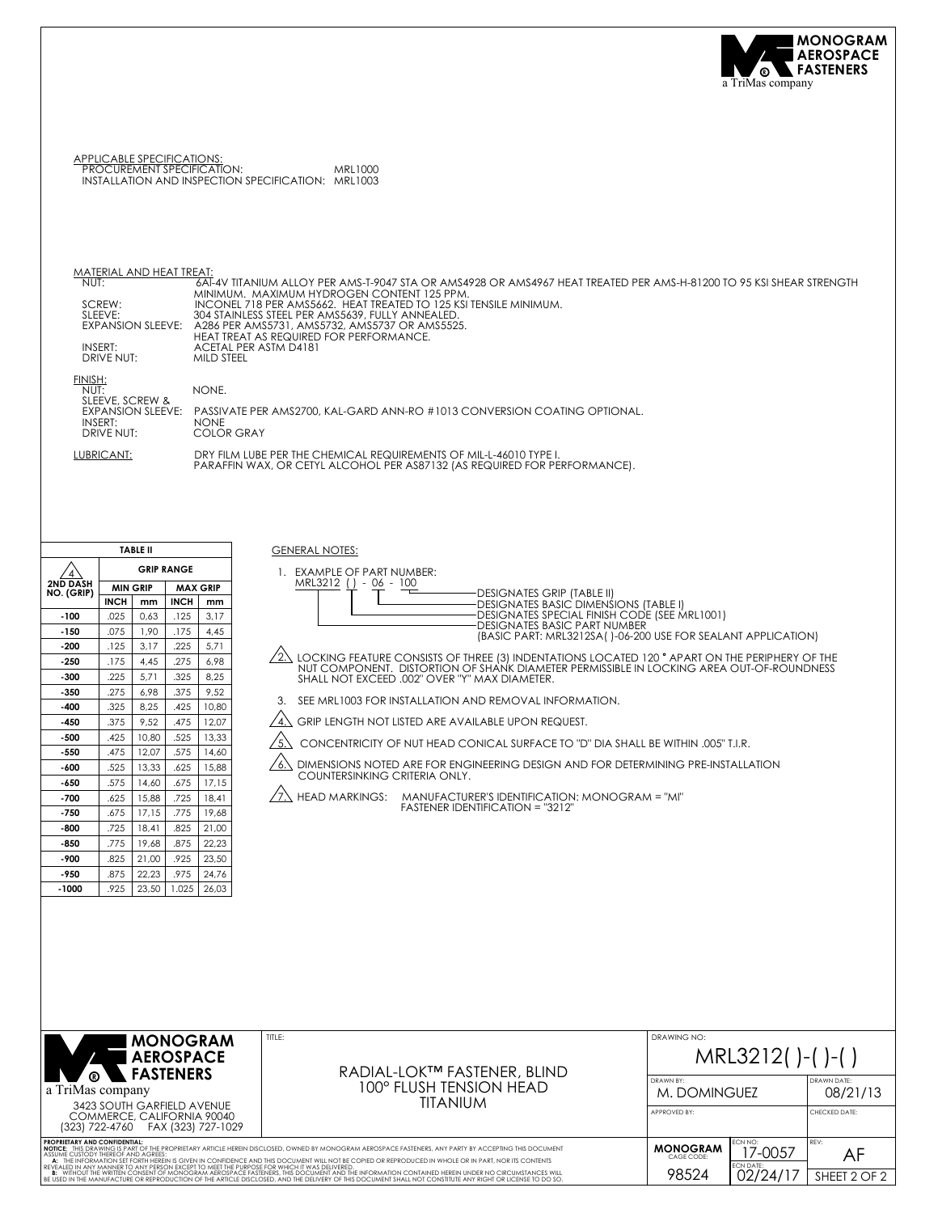MONOGRAM AEROSPACE FASTENERS
a TriMas company

APPLICABLE SPECIFICATIONS:
PROCUREMENT SPECIFICATION: MRL1000
INSTALLATION AND INSPECTION SPECIFICATION: MRL1003

MATERIAL AND HEAT TREAT:

| | |
|---|---|
| NUT: | 6Al-4V TITANIUM ALLOY PER AMS-T-9047 STA OR AMS4928 OR AMS4967 HEAT TREATED PER AMS-H-81200 TO 95 KSI SHEAR STRENGTH MINIMUM. MAXIMUM HYDROGEN CONTENT 125 PPM. |
| SCREW: | INCONEL 718 PER AMS5662. HEAT TREATED TO 125 KSI TENSILE MINIMUM. |
| SLEEVE: | 304 STAINLESS STEEL PER AMS5639, FULLY ANNEALED. |
| EXPANSION SLEEVE: | A286 PER AMS5731, AMS5732, AMS5737 OR AMS5525. HEAT TREAT AS REQUIRED FOR PERFORMANCE. |
| INSERT: | ACETAL PER ASTM D4181 |
| DRIVE NUT: | MILD STEEL |

FINISH:

| | |
|---|---|
| NUT: | NONE. |
| SLEEVE, SCREW & EXPANSION SLEEVE: | PASSIVATE PER AMS2700, KAL-GARD ANN-RO #1013 CONVERSION COATING OPTIONAL. |
| INSERT: | NONE |
| DRIVE NUT: | COLOR GRAY |

LUBRICANT: DRY FILM LUBE PER THE CHEMICAL REQUIREMENTS OF MIL-L-46010 TYPE I. PARAFFIN WAX, OR CETYL ALCOHOL PER AS87132 (AS REQUIRED FOR PERFORMANCE).

**TABLE II**

| 4 2ND DASH NO. (GRIP) | GRIP RANGE | | | |
|---|---|---|---|---|
| | MIN GRIP | | MAX GRIP | |
| | INCH | mm | INCH | mm |
| -100 | .025 | 0,63 | .125 | 3,17 |
| -150 | .075 | 1,90 | .175 | 4,45 |
| -200 | .125 | 3,17 | .225 | 5,71 |
| -250 | .175 | 4,45 | .275 | 6,98 |
| -300 | .225 | 5,71 | .325 | 8,25 |
| -350 | .275 | 6,98 | .375 | 9,52 |
| -400 | .325 | 8,25 | .425 | 10,80 |
| -450 | .375 | 9,52 | .475 | 12,07 |
| -500 | .425 | 10,80 | .525 | 13,33 |
| -550 | .475 | 12,07 | .575 | 14,60 |
| -600 | .525 | 13,33 | .625 | 15,88 |
| -650 | .575 | 14,60 | .675 | 17,15 |
| -700 | .625 | 15,88 | .725 | 18,41 |
| -750 | .675 | 17,15 | .775 | 19,68 |
| -800 | .725 | 18,41 | .825 | 21,00 |
| -850 | .775 | 19,68 | .875 | 22,23 |
| -900 | .825 | 21,00 | .925 | 23,50 |
| -950 | .875 | 22,23 | .975 | 24,76 |
| -1000 | .925 | 23,50 | 1.025 | 26,03 |

GENERAL NOTES:

1. EXAMPLE OF PART NUMBER:
   MRL3212 ( ) - 06 - 100
   - DESIGNATES GRIP (TABLE II)
   - DESIGNATES BASIC DIMENSIONS (TABLE I)
   - DESIGNATES SPECIAL FINISH CODE (SEE MRL1001)
   - DESIGNATES BASIC PART NUMBER (BASIC PART: MRL3212SA( )-06-200 USE FOR SEALANT APPLICATION)
2. LOCKING FEATURE CONSISTS OF THREE (3) INDENTATIONS LOCATED 120 ° APART ON THE PERIPHERY OF THE NUT COMPONENT. DISTORTION OF SHANK DIAMETER PERMISSIBLE IN LOCKING AREA OUT-OF-ROUNDNESS SHALL NOT EXCEED .002" OVER "Y" MAX DIAMETER.
3. SEE MRL1003 FOR INSTALLATION AND REMOVAL INFORMATION.
4. GRIP LENGTH NOT LISTED ARE AVAILABLE UPON REQUEST.
5. CONCENTRICITY OF NUT HEAD CONICAL SURFACE TO "D" DIA SHALL BE WITHIN .005" T.I.R.
6. DIMENSIONS NOTED ARE FOR ENGINEERING DESIGN AND FOR DETERMINING PRE-INSTALLATION COUNTERSINKING CRITERIA ONLY.
7. HEAD MARKINGS: MANUFACTURER'S IDENTIFICATION: MONOGRAM = "MI" FASTENER IDENTIFICATION = "3212"

| | | | |
|---|---|---|---|
| MONOGRAM AEROSPACE FASTENERS, a TriMas company, 3423 SOUTH GARFIELD AVENUE, COMMERCE, CALIFORNIA 90040, (323) 722-4760 FAX (323) 727-1029 | TITLE: RADIAL-LOK™ FASTENER, BLIND 100° FLUSH TENSION HEAD TITANIUM | DRAWING NO: MRL3212( )-( )-( ) | |
| | | DRAWN BY: M. DOMINGUEZ | DRAWN DATE: 08/21/13 |
| | | APPROVED BY: | CHECKED DATE: |
| | | MONOGRAM CAGE CODE: 98524 | ECN NO: 17-0057 ECN DATE: 02/24/17 REV: AF SHEET 2 OF 2 |

PROPRIETARY AND CONFIDENTIAL:
NOTICE: THIS DRAWING IS PART OF THE PROPRIETARY ARTICLE HEREIN DISCLOSED, OWNED BY MONOGRAM AEROSPACE FASTENERS, ANY PARTY BY ACCEPTING THIS DOCUMENT ASSUME CUSTODY THEREOF AND AGREES:
A: THE INFORMATION SET FORTH HEREIN IS GIVEN IN CONFIDENCE AND THIS DOCUMENT WILL NOT BE COPIED OR REPRODUCED IN WHOLE OR IN PART, NOR ITS CONTENTS REVEALED IN ANY MANNER TO ANY PERSON EXCEPT TO MEET THE PURPOSE FOR WHICH IT WAS DELIVERED.
B: WITHOUT THE WRITTEN CONSENT OF MONOGRAM AEROSPACE FASTENERS, THIS DOCUMENT AND THE INFORMATION CONTAINED HEREIN UNDER NO CIRCUMSTANCES WILL BE USED IN THE MANUFACTURE OR REPRODUCTION OF THE ARTICLE DISCLOSED, AND THE DELIVERY OF THIS DOCUMENT SHALL NOT CONSTITUTE ANY RIGHT OR LICENSE TO DO SO.